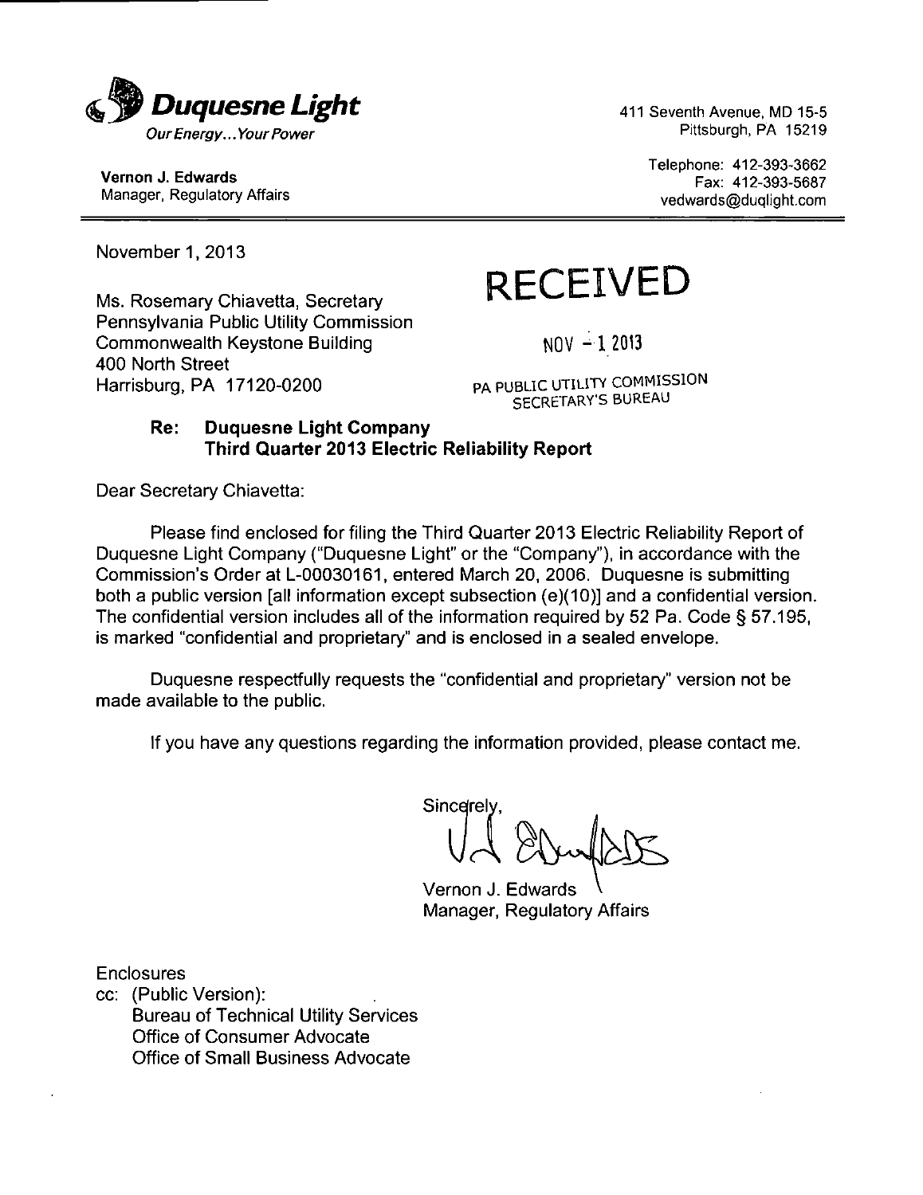**Duquesne Light**
*Our Energy... Your Power*

**Vernon J. Edwards**
Manager, Regulatory Affairs

411 Seventh Avenue, MD 15-5
Pittsburgh, PA 15219

Telephone: 412-393-3662
Fax: 412-393-5687
vedwards@duqlight.com

---

November 1, 2013

Ms. Rosemary Chiavetta, Secretary
Pennsylvania Public Utility Commission
Commonwealth Keystone Building
400 North Street
Harrisburg, PA 17120-0200

RECEIVED

NOV - 1 2013

PA PUBLIC UTILITY COMMISSION
SECRETARY'S BUREAU

**Re: Duquesne Light Company**
**Third Quarter 2013 Electric Reliability Report**

Dear Secretary Chiavetta:

Please find enclosed for filing the Third Quarter 2013 Electric Reliability Report of Duquesne Light Company ("Duquesne Light" or the "Company"), in accordance with the Commission's Order at L-00030161, entered March 20, 2006. Duquesne is submitting both a public version [all information except subsection (e)(10)] and a confidential version. The confidential version includes all of the information required by 52 Pa. Code § 57.195, is marked "confidential and proprietary" and is enclosed in a sealed envelope.

Duquesne respectfully requests the "confidential and proprietary" version not be made available to the public.

If you have any questions regarding the information provided, please contact me.

Sincerely,

Vernon J. Edwards
Manager, Regulatory Affairs

Enclosures
cc: (Public Version):
Bureau of Technical Utility Services
Office of Consumer Advocate
Office of Small Business Advocate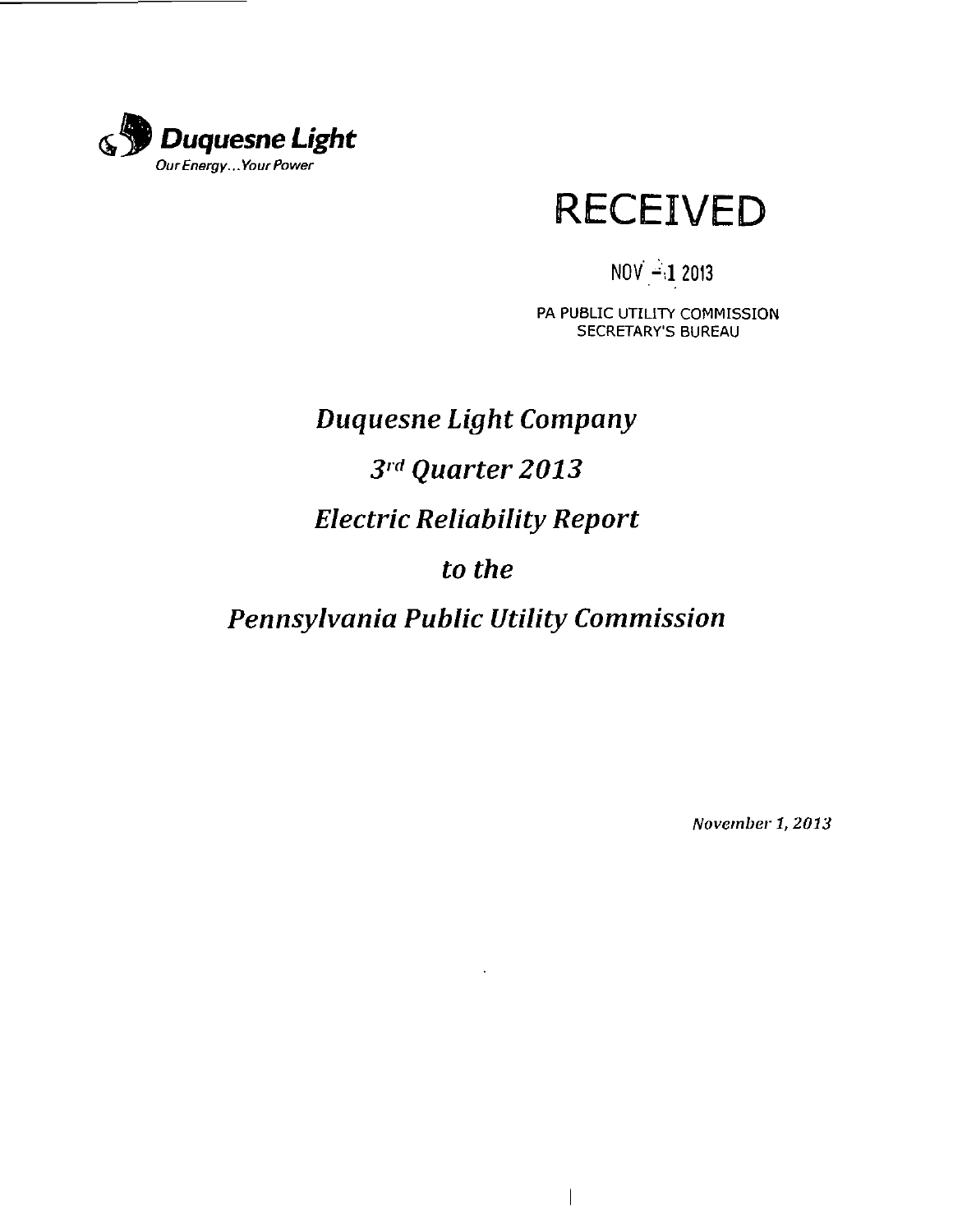Duquesne Light

Our Energy...Your Power

# RECEIVED

NOV -1 2013

PA PUBLIC UTILITY COMMISSION
SECRETARY'S BUREAU

# *Duquesne Light Company*

# *3rd Quarter 2013*

# *Electric Reliability Report*

# *to the*

# *Pennsylvania Public Utility Commission*

*November 1, 2013*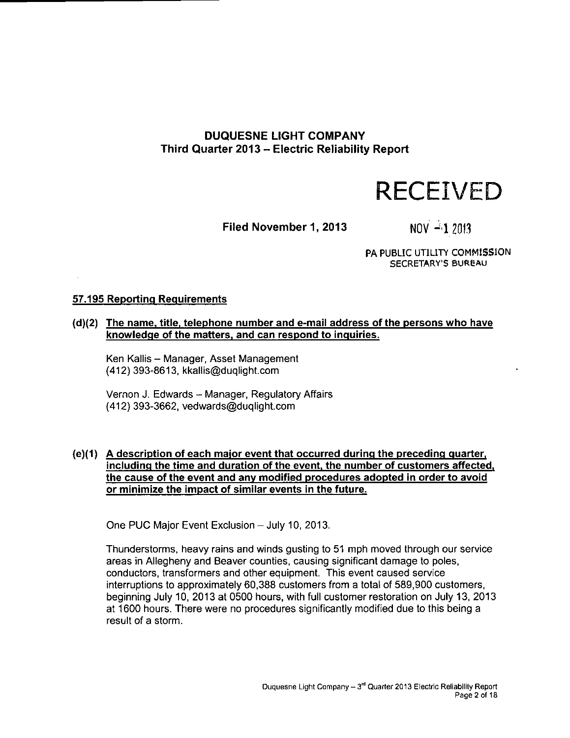# DUQUESNE LIGHT COMPANY
## Third Quarter 2013 – Electric Reliability Report

RECEIVED

**Filed November 1, 2013**

NOV -1 2013

PA PUBLIC UTILITY COMMISSION
SECRETARY'S BUREAU

### 57.195 Reporting Requirements

**(d)(2) The name, title, telephone number and e-mail address of the persons who have knowledge of the matters, and can respond to inquiries.**

Ken Kallis – Manager, Asset Management
(412) 393-8613, kkallis@duqlight.com

Vernon J. Edwards – Manager, Regulatory Affairs
(412) 393-3662, vedwards@duqlight.com

**(e)(1) A description of each major event that occurred during the preceding quarter, including the time and duration of the event, the number of customers affected, the cause of the event and any modified procedures adopted in order to avoid or minimize the impact of similar events in the future.**

One PUC Major Event Exclusion – July 10, 2013.

Thunderstorms, heavy rains and winds gusting to 51 mph moved through our service areas in Allegheny and Beaver counties, causing significant damage to poles, conductors, transformers and other equipment. This event caused service interruptions to approximately 60,388 customers from a total of 589,900 customers, beginning July 10, 2013 at 0500 hours, with full customer restoration on July 13, 2013 at 1600 hours. There were no procedures significantly modified due to this being a result of a storm.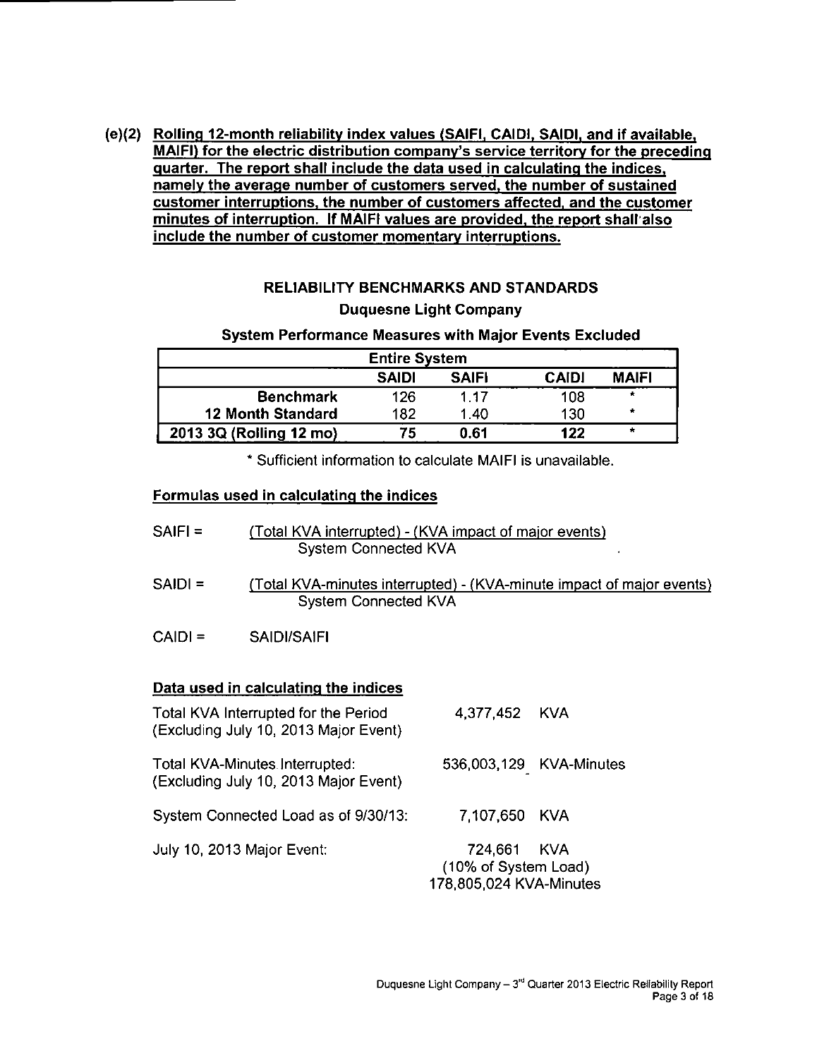**(e)(2) Rolling 12-month reliability index values (SAIFI, CAIDI, SAIDI, and if available, MAIFI) for the electric distribution company's service territory for the preceding quarter. The report shall include the data used in calculating the indices, namely the average number of customers served, the number of sustained customer interruptions, the number of customers affected, and the customer minutes of interruption. If MAIFI values are provided, the report shall also include the number of customer momentary interruptions.**

## RELIABILITY BENCHMARKS AND STANDARDS

### Duquesne Light Company

### System Performance Measures with Major Events Excluded

| Entire System | | | | |
|---|---|---|---|---|
| | **SAIDI** | **SAIFI** | **CAIDI** | **MAIFI** |
| **Benchmark** | 126 | 1.17 | 108 | * |
| **12 Month Standard** | 182 | 1.40 | 130 | * |
| **2013 3Q (Rolling 12 mo)** | **75** | **0.61** | **122** | * |

\* Sufficient information to calculate MAIFI is unavailable.

**Formulas used in calculating the indices**

$$\text{SAIFI} = \frac{\text{(Total KVA interrupted) - (KVA impact of major events)}}{\text{System Connected KVA}}$$

$$\text{SAIDI} = \frac{\text{(Total KVA-minutes interrupted) - (KVA-minute impact of major events)}}{\text{System Connected KVA}}$$

CAIDI = SAIDI/SAIFI

**Data used in calculating the indices**

| | | |
|---|---|---|
| Total KVA Interrupted for the Period (Excluding July 10, 2013 Major Event) | 4,377,452 | KVA |
| Total KVA-Minutes Interrupted: (Excluding July 10, 2013 Major Event) | 536,003,129 | KVA-Minutes |
| System Connected Load as of 9/30/13: | 7,107,650 | KVA |
| July 10, 2013 Major Event: | 724,661 (10% of System Load) 178,805,024 KVA-Minutes | KVA |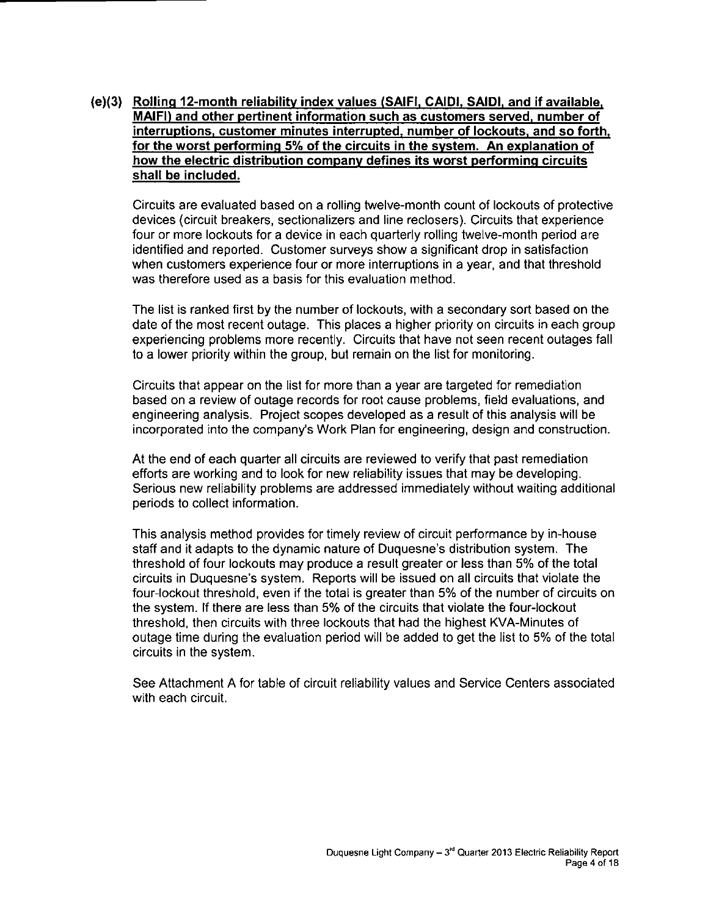**(e)(3) Rolling 12-month reliability index values (SAIFI, CAIDI, SAIDI, and if available, MAIFI) and other pertinent information such as customers served, number of interruptions, customer minutes interrupted, number of lockouts, and so forth, for the worst performing 5% of the circuits in the system. An explanation of how the electric distribution company defines its worst performing circuits shall be included.**

Circuits are evaluated based on a rolling twelve-month count of lockouts of protective devices (circuit breakers, sectionalizers and line reclosers). Circuits that experience four or more lockouts for a device in each quarterly rolling twelve-month period are identified and reported. Customer surveys show a significant drop in satisfaction when customers experience four or more interruptions in a year, and that threshold was therefore used as a basis for this evaluation method.

The list is ranked first by the number of lockouts, with a secondary sort based on the date of the most recent outage. This places a higher priority on circuits in each group experiencing problems more recently. Circuits that have not seen recent outages fall to a lower priority within the group, but remain on the list for monitoring.

Circuits that appear on the list for more than a year are targeted for remediation based on a review of outage records for root cause problems, field evaluations, and engineering analysis. Project scopes developed as a result of this analysis will be incorporated into the company's Work Plan for engineering, design and construction.

At the end of each quarter all circuits are reviewed to verify that past remediation efforts are working and to look for new reliability issues that may be developing. Serious new reliability problems are addressed immediately without waiting additional periods to collect information.

This analysis method provides for timely review of circuit performance by in-house staff and it adapts to the dynamic nature of Duquesne's distribution system. The threshold of four lockouts may produce a result greater or less than 5% of the total circuits in Duquesne's system. Reports will be issued on all circuits that violate the four-lockout threshold, even if the total is greater than 5% of the number of circuits on the system. If there are less than 5% of the circuits that violate the four-lockout threshold, then circuits with three lockouts that had the highest KVA-Minutes of outage time during the evaluation period will be added to get the list to 5% of the total circuits in the system.

See Attachment A for table of circuit reliability values and Service Centers associated with each circuit.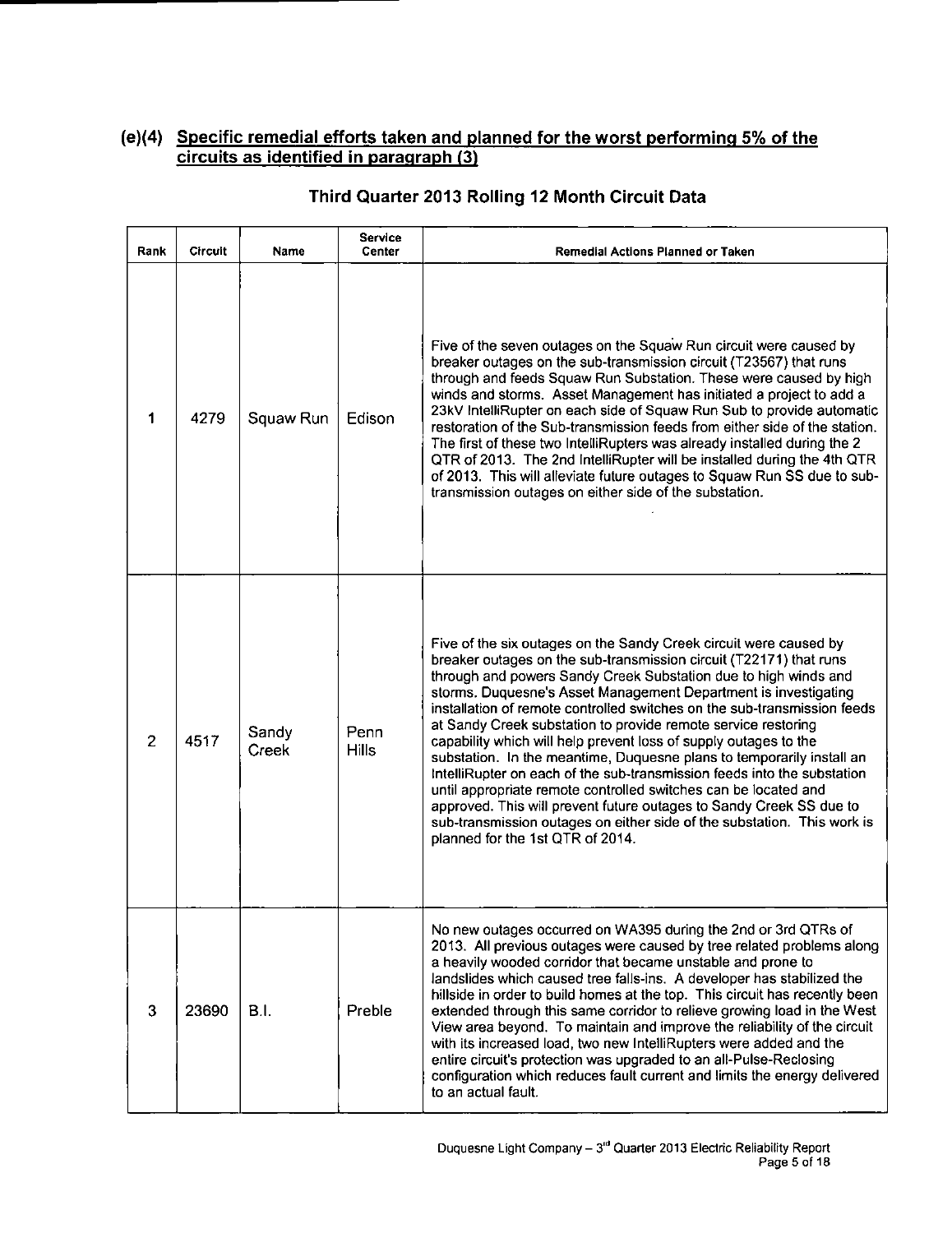## (e)(4) Specific remedial efforts taken and planned for the worst performing 5% of the circuits as identified in paragraph (3)

### Third Quarter 2013 Rolling 12 Month Circuit Data

| Rank | Circuit | Name | Service Center | Remedial Actions Planned or Taken |
|---|---|---|---|---|
| 1 | 4279 | Squaw Run | Edison | Five of the seven outages on the Squaw Run circuit were caused by breaker outages on the sub-transmission circuit (T23567) that runs through and feeds Squaw Run Substation. These were caused by high winds and storms. Asset Management has initiated a project to add a 23kV IntelliRupter on each side of Squaw Run Sub to provide automatic restoration of the Sub-transmission feeds from either side of the station. The first of these two IntelliRupters was already installed during the 2 QTR of 2013. The 2nd IntelliRupter will be installed during the 4th QTR of 2013. This will alleviate future outages to Squaw Run SS due to sub-transmission outages on either side of the substation. |
| 2 | 4517 | Sandy Creek | Penn Hills | Five of the six outages on the Sandy Creek circuit were caused by breaker outages on the sub-transmission circuit (T22171) that runs through and powers Sandy Creek Substation due to high winds and storms. Duquesne's Asset Management Department is investigating installation of remote controlled switches on the sub-transmission feeds at Sandy Creek substation to provide remote service restoring capability which will help prevent loss of supply outages to the substation. In the meantime, Duquesne plans to temporarily install an IntelliRupter on each of the sub-transmission feeds into the substation until appropriate remote controlled switches can be located and approved. This will prevent future outages to Sandy Creek SS due to sub-transmission outages on either side of the substation. This work is planned for the 1st QTR of 2014. |
| 3 | 23690 | B.I. | Preble | No new outages occurred on WA395 during the 2nd or 3rd QTRs of 2013. All previous outages were caused by tree related problems along a heavily wooded corridor that became unstable and prone to landslides which caused tree falls-ins. A developer has stabilized the hillside in order to build homes at the top. This circuit has recently been extended through this same corridor to relieve growing load in the West View area beyond. To maintain and improve the reliability of the circuit with its increased load, two new IntelliRupters were added and the entire circuit's protection was upgraded to an all-Pulse-Reclosing configuration which reduces fault current and limits the energy delivered to an actual fault. |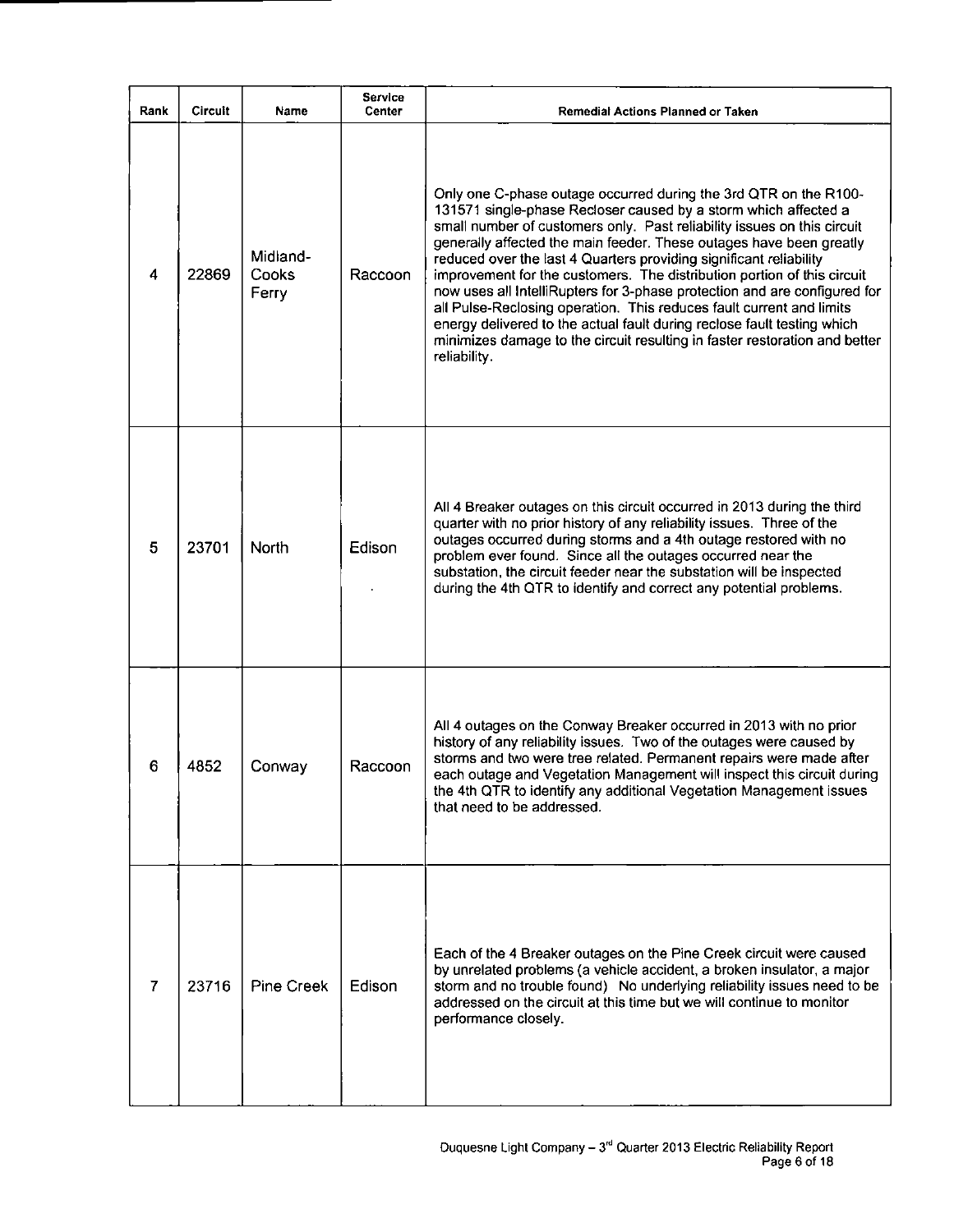| Rank | Circuit | Name | Service Center | Remedial Actions Planned or Taken |
|---|---|---|---|---|
| 4 | 22869 | Midland-Cooks Ferry | Raccoon | Only one C-phase outage occurred during the 3rd QTR on the R100-131571 single-phase Recloser caused by a storm which affected a small number of customers only. Past reliability issues on this circuit generally affected the main feeder. These outages have been greatly reduced over the last 4 Quarters providing significant reliability improvement for the customers. The distribution portion of this circuit now uses all IntelliRupters for 3-phase protection and are configured for all Pulse-Reclosing operation. This reduces fault current and limits energy delivered to the actual fault during reclose fault testing which minimizes damage to the circuit resulting in faster restoration and better reliability. |
| 5 | 23701 | North | Edison | All 4 Breaker outages on this circuit occurred in 2013 during the third quarter with no prior history of any reliability issues. Three of the outages occurred during storms and a 4th outage restored with no problem ever found. Since all the outages occurred near the substation, the circuit feeder near the substation will be inspected during the 4th QTR to identify and correct any potential problems. |
| 6 | 4852 | Conway | Raccoon | All 4 outages on the Conway Breaker occurred in 2013 with no prior history of any reliability issues. Two of the outages were caused by storms and two were tree related. Permanent repairs were made after each outage and Vegetation Management will inspect this circuit during the 4th QTR to identify any additional Vegetation Management issues that need to be addressed. |
| 7 | 23716 | Pine Creek | Edison | Each of the 4 Breaker outages on the Pine Creek circuit were caused by unrelated problems (a vehicle accident, a broken insulator, a major storm and no trouble found) No underlying reliability issues need to be addressed on the circuit at this time but we will continue to monitor performance closely. |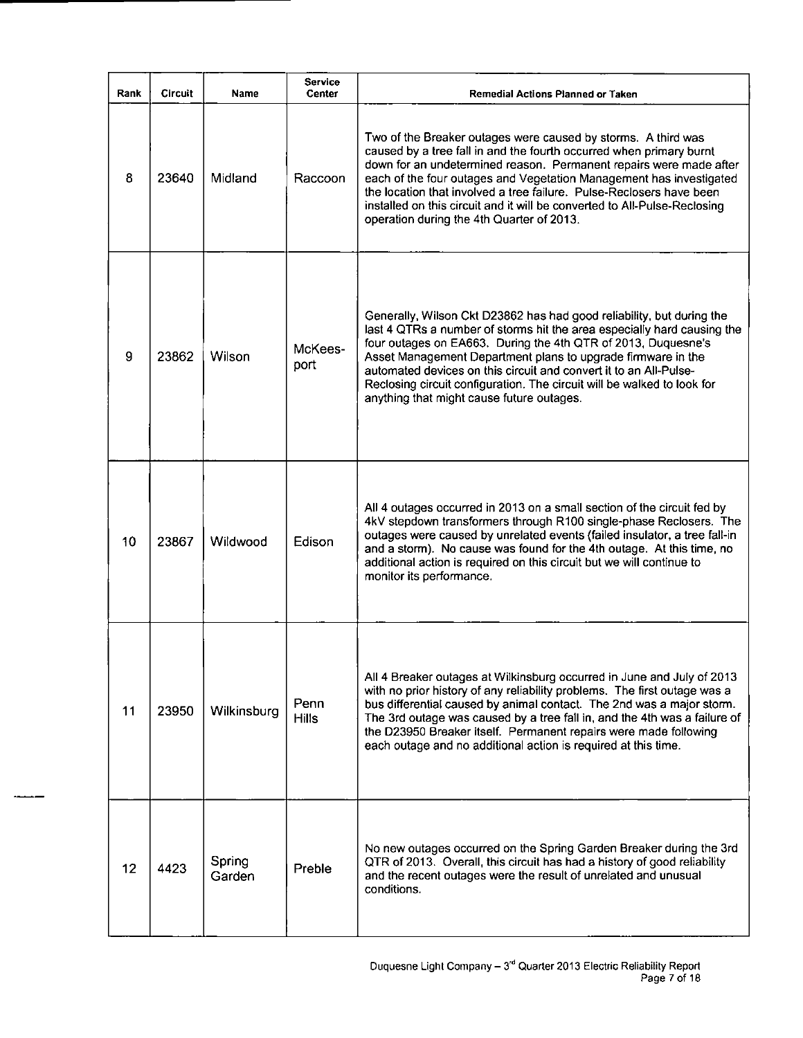| Rank | Circuit | Name | Service Center | Remedial Actions Planned or Taken |
| --- | --- | --- | --- | --- |
| 8 | 23640 | Midland | Raccoon | Two of the Breaker outages were caused by storms. A third was caused by a tree fall in and the fourth occurred when primary burnt down for an undetermined reason. Permanent repairs were made after each of the four outages and Vegetation Management has investigated the location that involved a tree failure. Pulse-Reclosers have been installed on this circuit and it will be converted to All-Pulse-Reclosing operation during the 4th Quarter of 2013. |
| 9 | 23862 | Wilson | McKees-port | Generally, Wilson Ckt D23862 has had good reliability, but during the last 4 QTRs a number of storms hit the area especially hard causing the four outages on EA663. During the 4th QTR of 2013, Duquesne's Asset Management Department plans to upgrade firmware in the automated devices on this circuit and convert it to an All-Pulse-Reclosing circuit configuration. The circuit will be walked to look for anything that might cause future outages. |
| 10 | 23867 | Wildwood | Edison | All 4 outages occurred in 2013 on a small section of the circuit fed by 4kV stepdown transformers through R100 single-phase Reclosers. The outages were caused by unrelated events (failed insulator, a tree fall-in and a storm). No cause was found for the 4th outage. At this time, no additional action is required on this circuit but we will continue to monitor its performance. |
| 11 | 23950 | Wilkinsburg | Penn Hills | All 4 Breaker outages at Wilkinsburg occurred in June and July of 2013 with no prior history of any reliability problems. The first outage was a bus differential caused by animal contact. The 2nd was a major storm. The 3rd outage was caused by a tree fall in, and the 4th was a failure of the D23950 Breaker itself. Permanent repairs were made following each outage and no additional action is required at this time. |
| 12 | 4423 | Spring Garden | Preble | No new outages occurred on the Spring Garden Breaker during the 3rd QTR of 2013. Overall, this circuit has had a history of good reliability and the recent outages were the result of unrelated and unusual conditions. |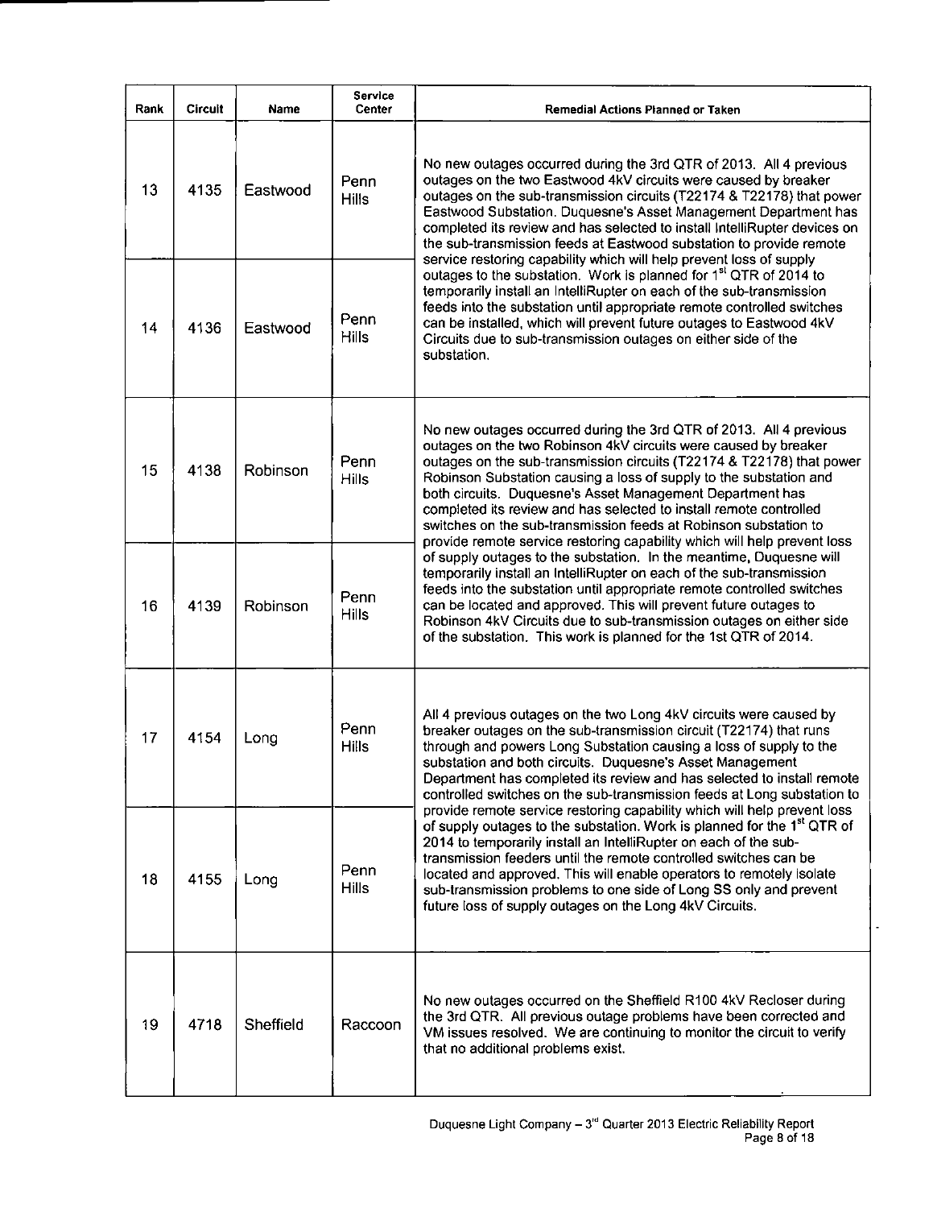| Rank | Circuit | Name | Service Center | Remedial Actions Planned or Taken |
|---|---|---|---|---|
| 13 | 4135 | Eastwood | Penn Hills | No new outages occurred during the 3rd QTR of 2013. All 4 previous outages on the two Eastwood 4kV circuits were caused by breaker outages on the sub-transmission circuits (T22174 & T22178) that power Eastwood Substation. Duquesne's Asset Management Department has completed its review and has selected to install IntelliRupter devices on the sub-transmission feeds at Eastwood substation to provide remote service restoring capability which will help prevent loss of supply outages to the substation. Work is planned for 1st QTR of 2014 to temporarily install an IntelliRupter on each of the sub-transmission feeds into the substation until appropriate remote controlled switches can be installed, which will prevent future outages to Eastwood 4kV Circuits due to sub-transmission outages on either side of the substation. |
| 14 | 4136 | Eastwood | Penn Hills | |
| 15 | 4138 | Robinson | Penn Hills | No new outages occurred during the 3rd QTR of 2013. All 4 previous outages on the two Robinson 4kV circuits were caused by breaker outages on the sub-transmission circuits (T22174 & T22178) that power Robinson Substation causing a loss of supply to the substation and both circuits. Duquesne's Asset Management Department has completed its review and has selected to install remote controlled switches on the sub-transmission feeds at Robinson substation to provide remote service restoring capability which will help prevent loss of supply outages to the substation. In the meantime, Duquesne will temporarily install an IntelliRupter on each of the sub-transmission feeds into the substation until appropriate remote controlled switches can be located and approved. This will prevent future outages to Robinson 4kV Circuits due to sub-transmission outages on either side of the substation. This work is planned for the 1st QTR of 2014. |
| 16 | 4139 | Robinson | Penn Hills | |
| 17 | 4154 | Long | Penn Hills | All 4 previous outages on the two Long 4kV circuits were caused by breaker outages on the sub-transmission circuit (T22174) that runs through and powers Long Substation causing a loss of supply to the substation and both circuits. Duquesne's Asset Management Department has completed its review and has selected to install remote controlled switches on the sub-transmission feeds at Long substation to provide remote service restoring capability which will help prevent loss of supply outages to the substation. Work is planned for the 1st QTR of 2014 to temporarily install an IntelliRupter on each of the sub-transmission feeders until the remote controlled switches can be located and approved. This will enable operators to remotely isolate sub-transmission problems to one side of Long SS only and prevent future loss of supply outages on the Long 4kV Circuits. |
| 18 | 4155 | Long | Penn Hills | |
| 19 | 4718 | Sheffield | Raccoon | No new outages occurred on the Sheffield R100 4kV Recloser during the 3rd QTR. All previous outage problems have been corrected and VM issues resolved. We are continuing to monitor the circuit to verify that no additional problems exist. |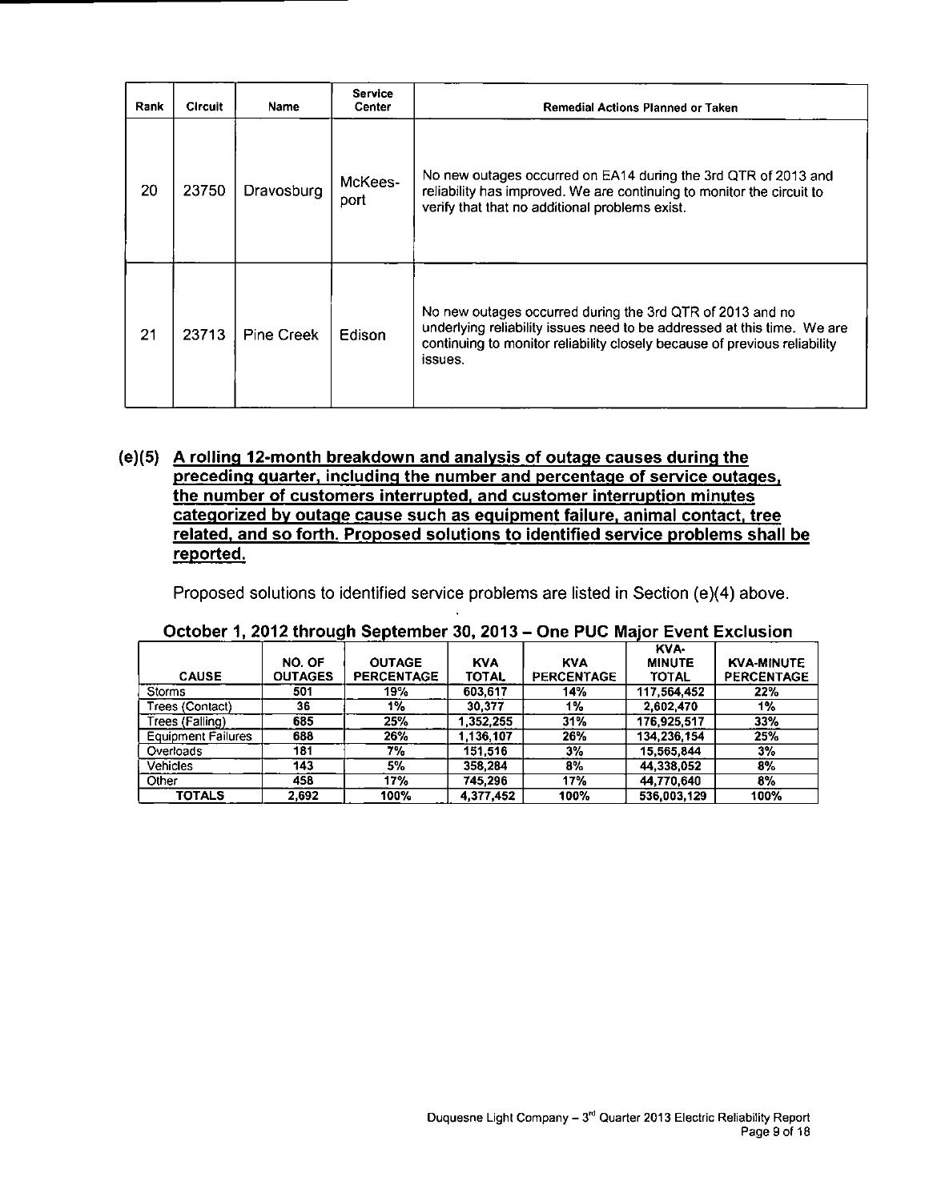| Rank | Circuit | Name | Service Center | Remedial Actions Planned or Taken |
|---|---|---|---|---|
| 20 | 23750 | Dravosburg | McKees-port | No new outages occurred on EA14 during the 3rd QTR of 2013 and reliability has improved. We are continuing to monitor the circuit to verify that that no additional problems exist. |
| 21 | 23713 | Pine Creek | Edison | No new outages occurred during the 3rd QTR of 2013 and no underlying reliability issues need to be addressed at this time. We are continuing to monitor reliability closely because of previous reliability issues. |

**(e)(5) <u>A rolling 12-month breakdown and analysis of outage causes during the preceding quarter, including the number and percentage of service outages, the number of customers interrupted, and customer interruption minutes categorized by outage cause such as equipment failure, animal contact, tree related, and so forth. Proposed solutions to identified service problems shall be reported.</u>**

Proposed solutions to identified service problems are listed in Section (e)(4) above.

**October 1, 2012 through September 30, 2013 – One PUC Major Event Exclusion**

| CAUSE | NO. OF OUTAGES | OUTAGE PERCENTAGE | KVA TOTAL | KVA PERCENTAGE | KVA-MINUTE TOTAL | KVA-MINUTE PERCENTAGE |
|---|---|---|---|---|---|---|
| Storms | 501 | 19% | 603,617 | 14% | 117,564,452 | 22% |
| Trees (Contact) | 36 | 1% | 30,377 | 1% | 2,602,470 | 1% |
| Trees (Falling) | 685 | 25% | 1,352,255 | 31% | 176,925,517 | 33% |
| Equipment Failures | 688 | 26% | 1,136,107 | 26% | 134,236,154 | 25% |
| Overloads | 181 | 7% | 151,516 | 3% | 15,565,844 | 3% |
| Vehicles | 143 | 5% | 358,284 | 8% | 44,338,052 | 8% |
| Other | 458 | 17% | 745,296 | 17% | 44,770,640 | 8% |
| **TOTALS** | **2,692** | **100%** | **4,377,452** | **100%** | **536,003,129** | **100%** |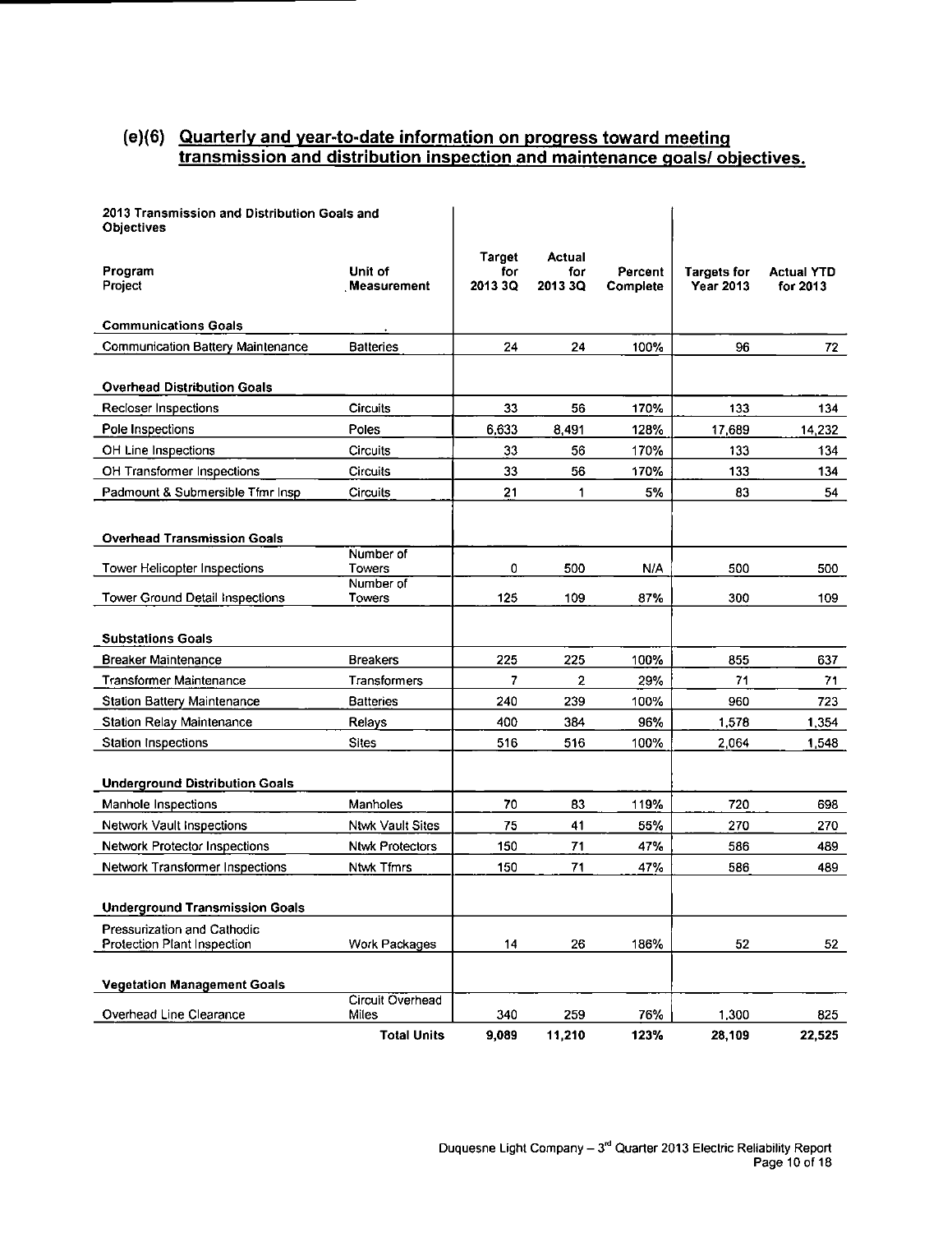## (e)(6) Quarterly and year-to-date information on progress toward meeting transmission and distribution inspection and maintenance goals/ objectives.

| 2013 Transmission and Distribution Goals and Objectives<br>Program<br>Project | Unit of Measurement | Target for 2013 3Q | Actual for 2013 3Q | Percent Complete | Targets for Year 2013 | Actual YTD for 2013 |
|---|---|---|---|---|---|---|
| **Communications Goals** | | | | | | |
| Communication Battery Maintenance | Batteries | 24 | 24 | 100% | 96 | 72 |
| **Overhead Distribution Goals** | | | | | | |
| Recloser Inspections | Circuits | 33 | 56 | 170% | 133 | 134 |
| Pole Inspections | Poles | 6,633 | 8,491 | 128% | 17,689 | 14,232 |
| OH Line Inspections | Circuits | 33 | 56 | 170% | 133 | 134 |
| OH Transformer Inspections | Circuits | 33 | 56 | 170% | 133 | 134 |
| Padmount & Submersible Tfmr Insp | Circuits | 21 | 1 | 5% | 83 | 54 |
| **Overhead Transmission Goals** | | | | | | |
| Tower Helicopter Inspections | Number of Towers | 0 | 500 | N/A | 500 | 500 |
| Tower Ground Detail Inspections | Number of Towers | 125 | 109 | 87% | 300 | 109 |
| **Substations Goals** | | | | | | |
| Breaker Maintenance | Breakers | 225 | 225 | 100% | 855 | 637 |
| Transformer Maintenance | Transformers | 7 | 2 | 29% | 71 | 71 |
| Station Battery Maintenance | Batteries | 240 | 239 | 100% | 960 | 723 |
| Station Relay Maintenance | Relays | 400 | 384 | 96% | 1,578 | 1,354 |
| Station Inspections | Sites | 516 | 516 | 100% | 2,064 | 1,548 |
| **Underground Distribution Goals** | | | | | | |
| Manhole Inspections | Manholes | 70 | 83 | 119% | 720 | 698 |
| Network Vault Inspections | Ntwk Vault Sites | 75 | 41 | 55% | 270 | 270 |
| Network Protector Inspections | Ntwk Protectors | 150 | 71 | 47% | 586 | 489 |
| Network Transformer Inspections | Ntwk Tfmrs | 150 | 71 | 47% | 586 | 489 |
| **Underground Transmission Goals** | | | | | | |
| Pressurization and Cathodic Protection Plant Inspection | Work Packages | 14 | 26 | 186% | 52 | 52 |
| **Vegetation Management Goals** | | | | | | |
| Overhead Line Clearance | Circuit Overhead Miles | 340 | 259 | 76% | 1,300 | 825 |
| | **Total Units** | **9,089** | **11,210** | **123%** | **28,109** | **22,525** |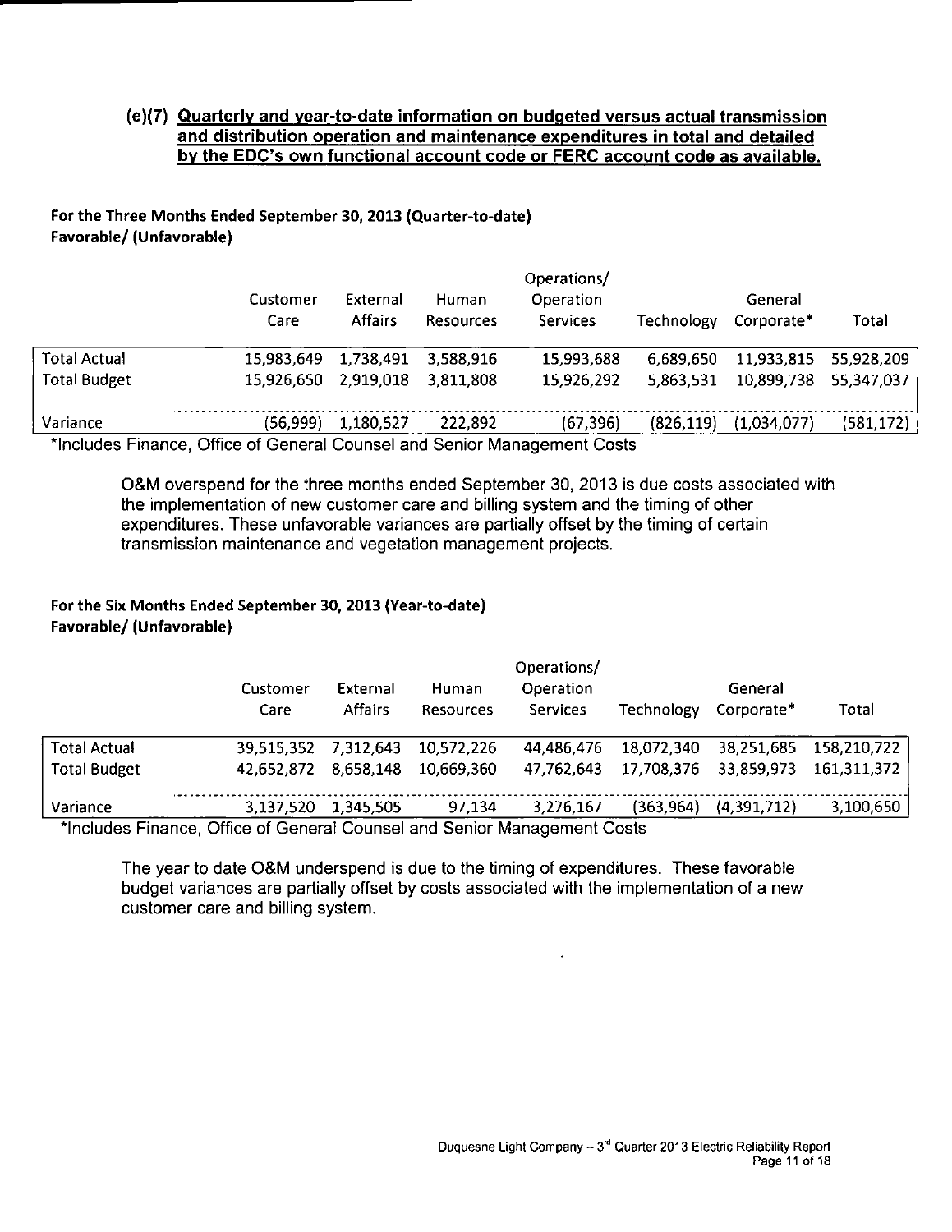## (e)(7) Quarterly and year-to-date information on budgeted versus actual transmission and distribution operation and maintenance expenditures in total and detailed by the EDC's own functional account code or FERC account code as available.

**For the Three Months Ended September 30, 2013 (Quarter-to-date)**
**Favorable/ (Unfavorable)**

| | Customer Care | External Affairs | Human Resources | Operations/ Operation Services | Technology | General Corporate* | Total |
|---|---|---|---|---|---|---|---|
| Total Actual | 15,983,649 | 1,738,491 | 3,588,916 | 15,993,688 | 6,689,650 | 11,933,815 | 55,928,209 |
| Total Budget | 15,926,650 | 2,919,018 | 3,811,808 | 15,926,292 | 5,863,531 | 10,899,738 | 55,347,037 |
| Variance | (56,999) | 1,180,527 | 222,892 | (67,396) | (826,119) | (1,034,077) | (581,172) |

*Includes Finance, Office of General Counsel and Senior Management Costs

O&M overspend for the three months ended September 30, 2013 is due costs associated with the implementation of new customer care and billing system and the timing of other expenditures. These unfavorable variances are partially offset by the timing of certain transmission maintenance and vegetation management projects.

**For the Six Months Ended September 30, 2013 (Year-to-date)**
**Favorable/ (Unfavorable)**

| | Customer Care | External Affairs | Human Resources | Operations/ Operation Services | Technology | General Corporate* | Total |
|---|---|---|---|---|---|---|---|
| Total Actual | 39,515,352 | 7,312,643 | 10,572,226 | 44,486,476 | 18,072,340 | 38,251,685 | 158,210,722 |
| Total Budget | 42,652,872 | 8,658,148 | 10,669,360 | 47,762,643 | 17,708,376 | 33,859,973 | 161,311,372 |
| Variance | 3,137,520 | 1,345,505 | 97,134 | 3,276,167 | (363,964) | (4,391,712) | 3,100,650 |

*Includes Finance, Office of General Counsel and Senior Management Costs

The year to date O&M underspend is due to the timing of expenditures. These favorable budget variances are partially offset by costs associated with the implementation of a new customer care and billing system.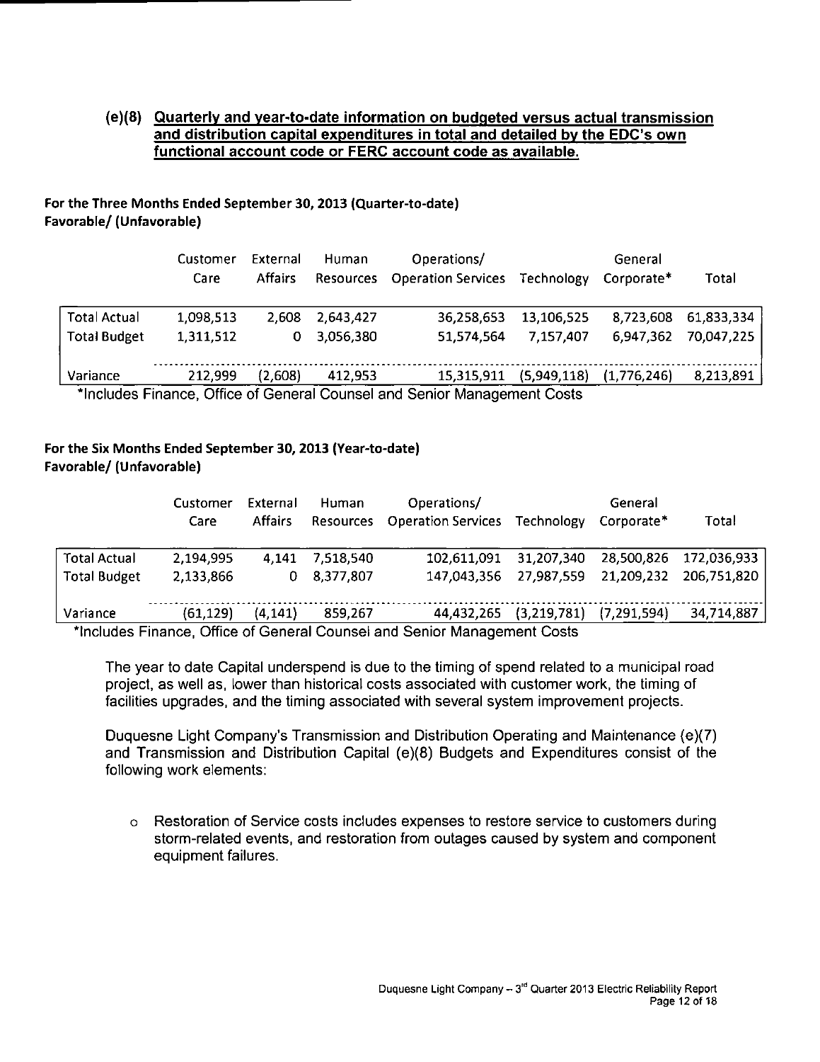## (e)(8) Quarterly and year-to-date information on budgeted versus actual transmission and distribution capital expenditures in total and detailed by the EDC's own functional account code or FERC account code as available.

**For the Three Months Ended September 30, 2013 (Quarter-to-date)**
**Favorable/ (Unfavorable)**

| | Customer Care | External Affairs | Human Resources | Operations/ Operation Services | Technology | General Corporate* | Total |
|---|---|---|---|---|---|---|---|
| Total Actual | 1,098,513 | 2,608 | 2,643,427 | 36,258,653 | 13,106,525 | 8,723,608 | 61,833,334 |
| Total Budget | 1,311,512 | 0 | 3,056,380 | 51,574,564 | 7,157,407 | 6,947,362 | 70,047,225 |
| Variance | 212,999 | (2,608) | 412,953 | 15,315,911 | (5,949,118) | (1,776,246) | 8,213,891 |

*Includes Finance, Office of General Counsel and Senior Management Costs

**For the Six Months Ended September 30, 2013 (Year-to-date)**
**Favorable/ (Unfavorable)**

| | Customer Care | External Affairs | Human Resources | Operations/ Operation Services | Technology | General Corporate* | Total |
|---|---|---|---|---|---|---|---|
| Total Actual | 2,194,995 | 4,141 | 7,518,540 | 102,611,091 | 31,207,340 | 28,500,826 | 172,036,933 |
| Total Budget | 2,133,866 | 0 | 8,377,807 | 147,043,356 | 27,987,559 | 21,209,232 | 206,751,820 |
| Variance | (61,129) | (4,141) | 859,267 | 44,432,265 | (3,219,781) | (7,291,594) | 34,714,887 |

*Includes Finance, Office of General Counsel and Senior Management Costs

The year to date Capital underspend is due to the timing of spend related to a municipal road project, as well as, lower than historical costs associated with customer work, the timing of facilities upgrades, and the timing associated with several system improvement projects.

Duquesne Light Company's Transmission and Distribution Operating and Maintenance (e)(7) and Transmission and Distribution Capital (e)(8) Budgets and Expenditures consist of the following work elements:

- Restoration of Service costs includes expenses to restore service to customers during storm-related events, and restoration from outages caused by system and component equipment failures.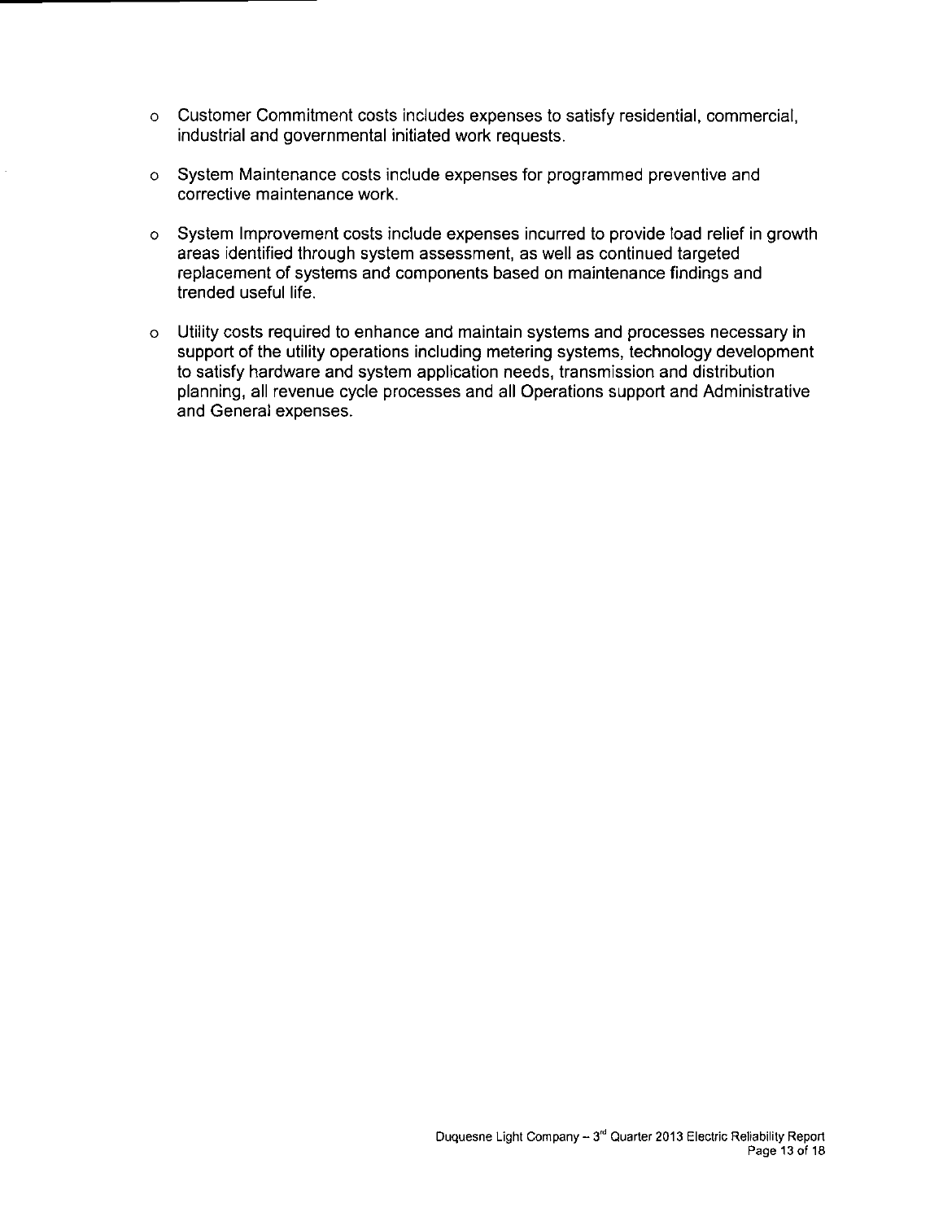- Customer Commitment costs includes expenses to satisfy residential, commercial, industrial and governmental initiated work requests.

- System Maintenance costs include expenses for programmed preventive and corrective maintenance work.

- System Improvement costs include expenses incurred to provide load relief in growth areas identified through system assessment, as well as continued targeted replacement of systems and components based on maintenance findings and trended useful life.

- Utility costs required to enhance and maintain systems and processes necessary in support of the utility operations including metering systems, technology development to satisfy hardware and system application needs, transmission and distribution planning, all revenue cycle processes and all Operations support and Administrative and General expenses.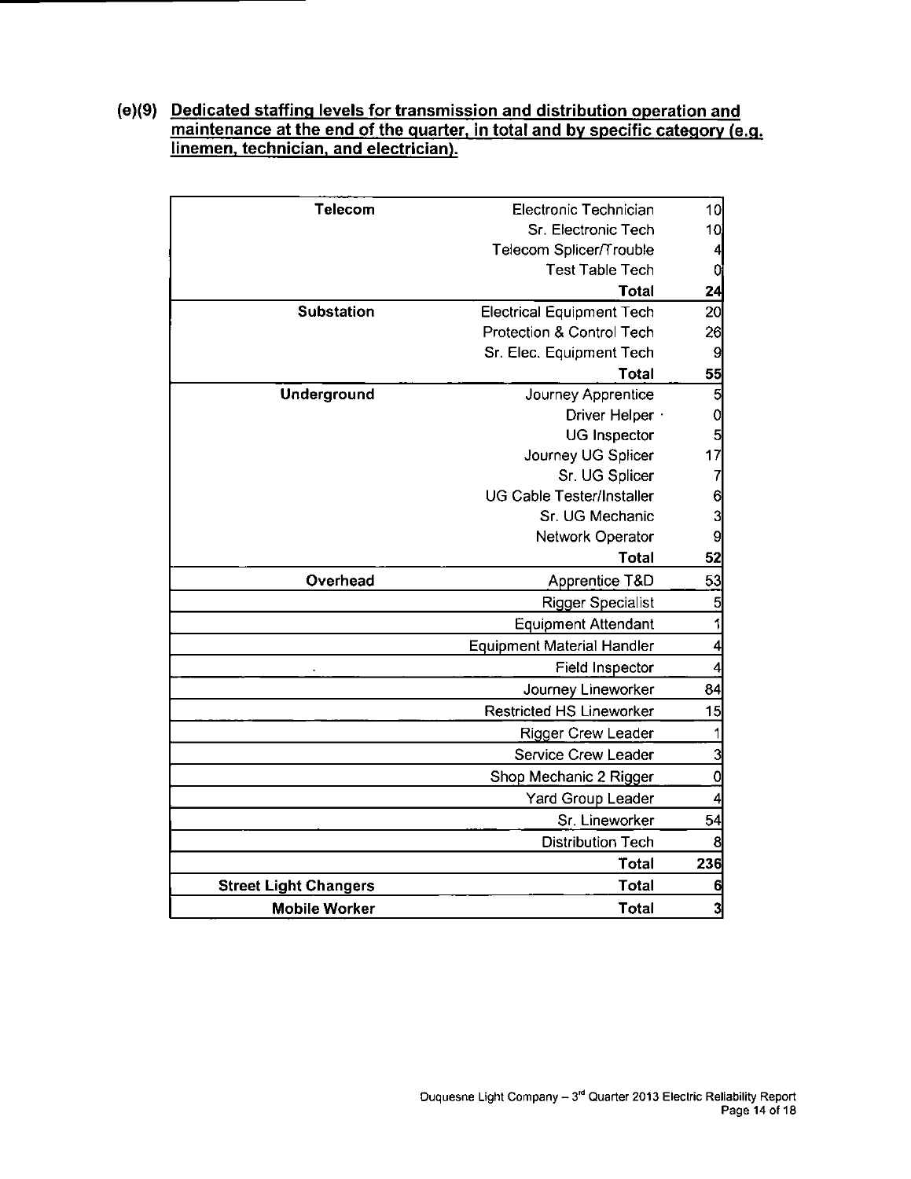**(e)(9) Dedicated staffing levels for transmission and distribution operation and maintenance at the end of the quarter, in total and by specific category (e.g. linemen, technician, and electrician).**

| Category | Position | Count |
|---|---|---|
| **Telecom** | Electronic Technician | 10 |
| | Sr. Electronic Tech | 10 |
| | Telecom Splicer/Trouble | 4 |
| | Test Table Tech | 0 |
| | **Total** | **24** |
| **Substation** | Electrical Equipment Tech | 20 |
| | Protection & Control Tech | 26 |
| | Sr. Elec. Equipment Tech | 9 |
| | **Total** | **55** |
| **Underground** | Journey Apprentice | 5 |
| | Driver Helper | 0 |
| | UG Inspector | 5 |
| | Journey UG Splicer | 17 |
| | Sr. UG Splicer | 7 |
| | UG Cable Tester/Installer | 6 |
| | Sr. UG Mechanic | 3 |
| | Network Operator | 9 |
| | **Total** | **52** |
| **Overhead** | Apprentice T&D | 53 |
| | Rigger Specialist | 5 |
| | Equipment Attendant | 1 |
| | Equipment Material Handler | 4 |
| | Field Inspector | 4 |
| | Journey Lineworker | 84 |
| | Restricted HS Lineworker | 15 |
| | Rigger Crew Leader | 1 |
| | Service Crew Leader | 3 |
| | Shop Mechanic 2 Rigger | 0 |
| | Yard Group Leader | 4 |
| | Sr. Lineworker | 54 |
| | Distribution Tech | 8 |
| | **Total** | **236** |
| **Street Light Changers** | **Total** | **6** |
| **Mobile Worker** | **Total** | **3** |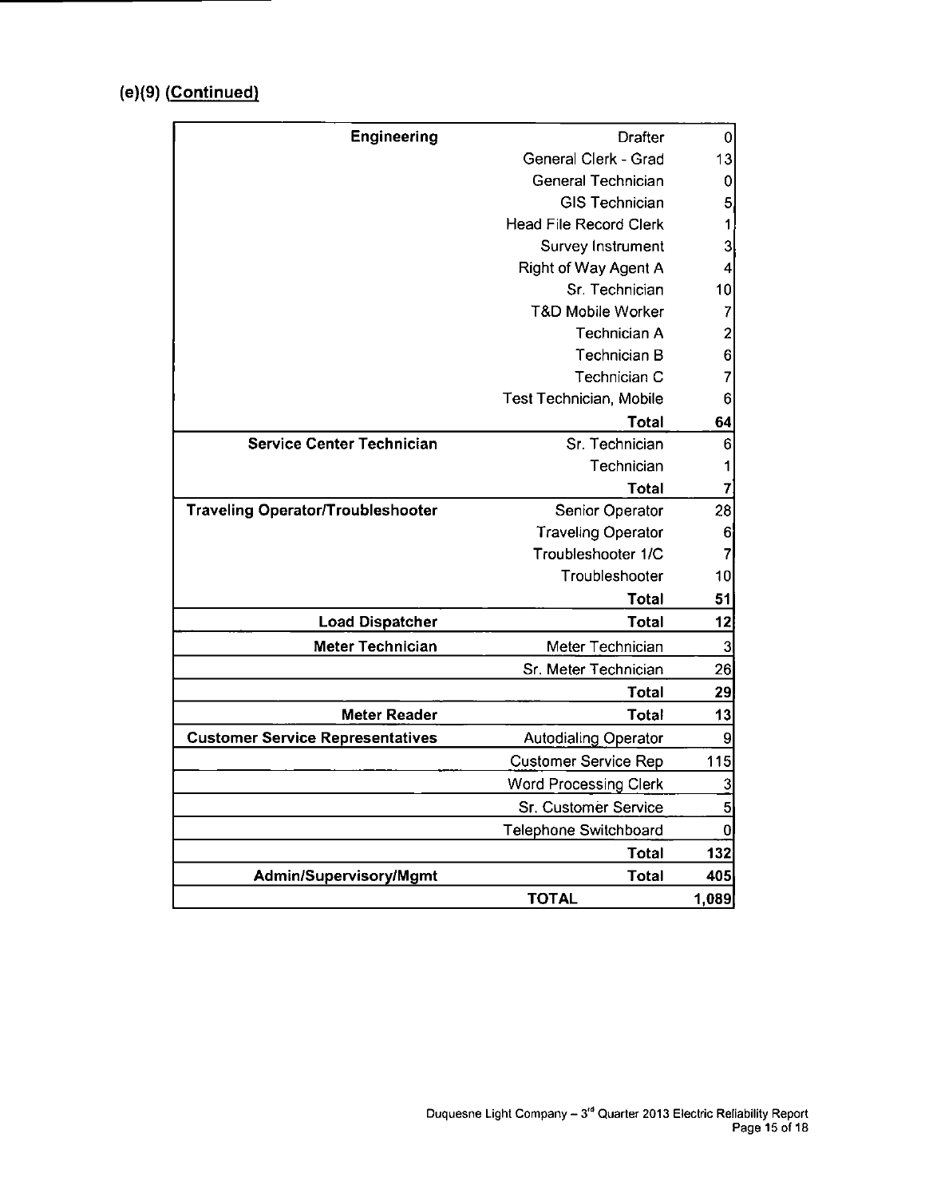## (e)(9) (Continued)

| | | |
|---|---|---|
| **Engineering** | Drafter | 0 |
| | General Clerk - Grad | 13 |
| | General Technician | 0 |
| | GIS Technician | 5 |
| | Head File Record Clerk | 1 |
| | Survey Instrument | 3 |
| | Right of Way Agent A | 4 |
| | Sr. Technician | 10 |
| | T&D Mobile Worker | 7 |
| | Technician A | 2 |
| | Technician B | 6 |
| | Technician C | 7 |
| | Test Technician, Mobile | 6 |
| | **Total** | **64** |
| **Service Center Technician** | Sr. Technician | 6 |
| | Technician | 1 |
| | **Total** | **7** |
| **Traveling Operator/Troubleshooter** | Senior Operator | 28 |
| | Traveling Operator | 6 |
| | Troubleshooter 1/C | 7 |
| | Troubleshooter | 10 |
| | **Total** | **51** |
| **Load Dispatcher** | **Total** | **12** |
| **Meter Technician** | Meter Technician | 3 |
| | Sr. Meter Technician | 26 |
| | **Total** | **29** |
| **Meter Reader** | **Total** | **13** |
| **Customer Service Representatives** | Autodialing Operator | 9 |
| | Customer Service Rep | 115 |
| | Word Processing Clerk | 3 |
| | Sr. Customer Service | 5 |
| | Telephone Switchboard | 0 |
| | **Total** | **132** |
| **Admin/Supervisory/Mgmt** | **Total** | **405** |
| | **TOTAL** | **1,089** |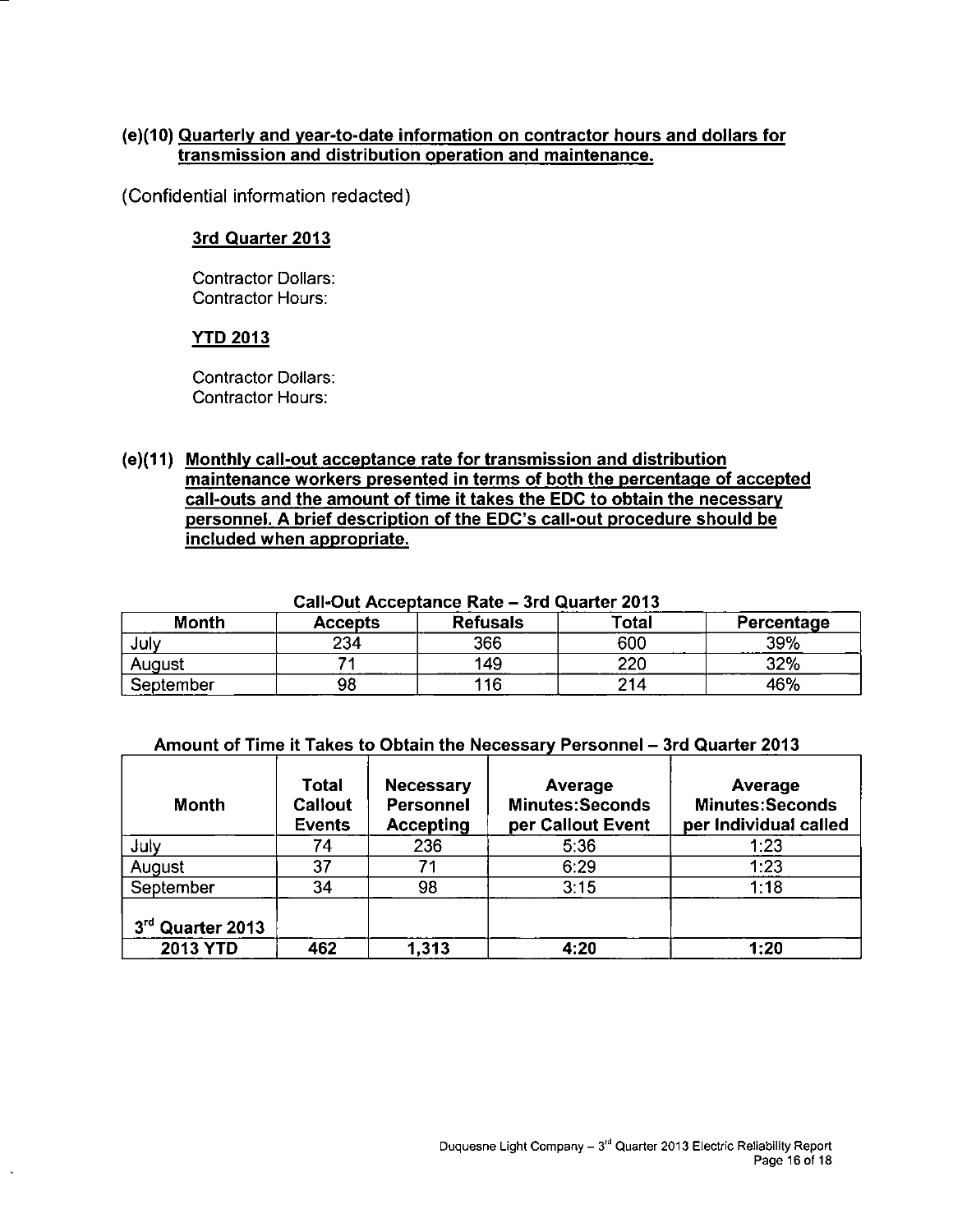**(e)(10) Quarterly and year-to-date information on contractor hours and dollars for transmission and distribution operation and maintenance.**

(Confidential information redacted)

**3rd Quarter 2013**

Contractor Dollars:
Contractor Hours:

**YTD 2013**

Contractor Dollars:
Contractor Hours:

**(e)(11) Monthly call-out acceptance rate for transmission and distribution maintenance workers presented in terms of both the percentage of accepted call-outs and the amount of time it takes the EDC to obtain the necessary personnel. A brief description of the EDC's call-out procedure should be included when appropriate.**

**Call-Out Acceptance Rate – 3rd Quarter 2013**

| Month | Accepts | Refusals | Total | Percentage |
|---|---|---|---|---|
| July | 234 | 366 | 600 | 39% |
| August | 71 | 149 | 220 | 32% |
| September | 98 | 116 | 214 | 46% |

**Amount of Time it Takes to Obtain the Necessary Personnel – 3rd Quarter 2013**

| Month | Total Callout Events | Necessary Personnel Accepting | Average Minutes:Seconds per Callout Event | Average Minutes:Seconds per Individual called |
|---|---|---|---|---|
| July | 74 | 236 | 5:36 | 1:23 |
| August | 37 | 71 | 6:29 | 1:23 |
| September | 34 | 98 | 3:15 | 1:18 |
| 3rd Quarter 2013 | | | | |
| **2013 YTD** | **462** | **1,313** | **4:20** | **1:20** |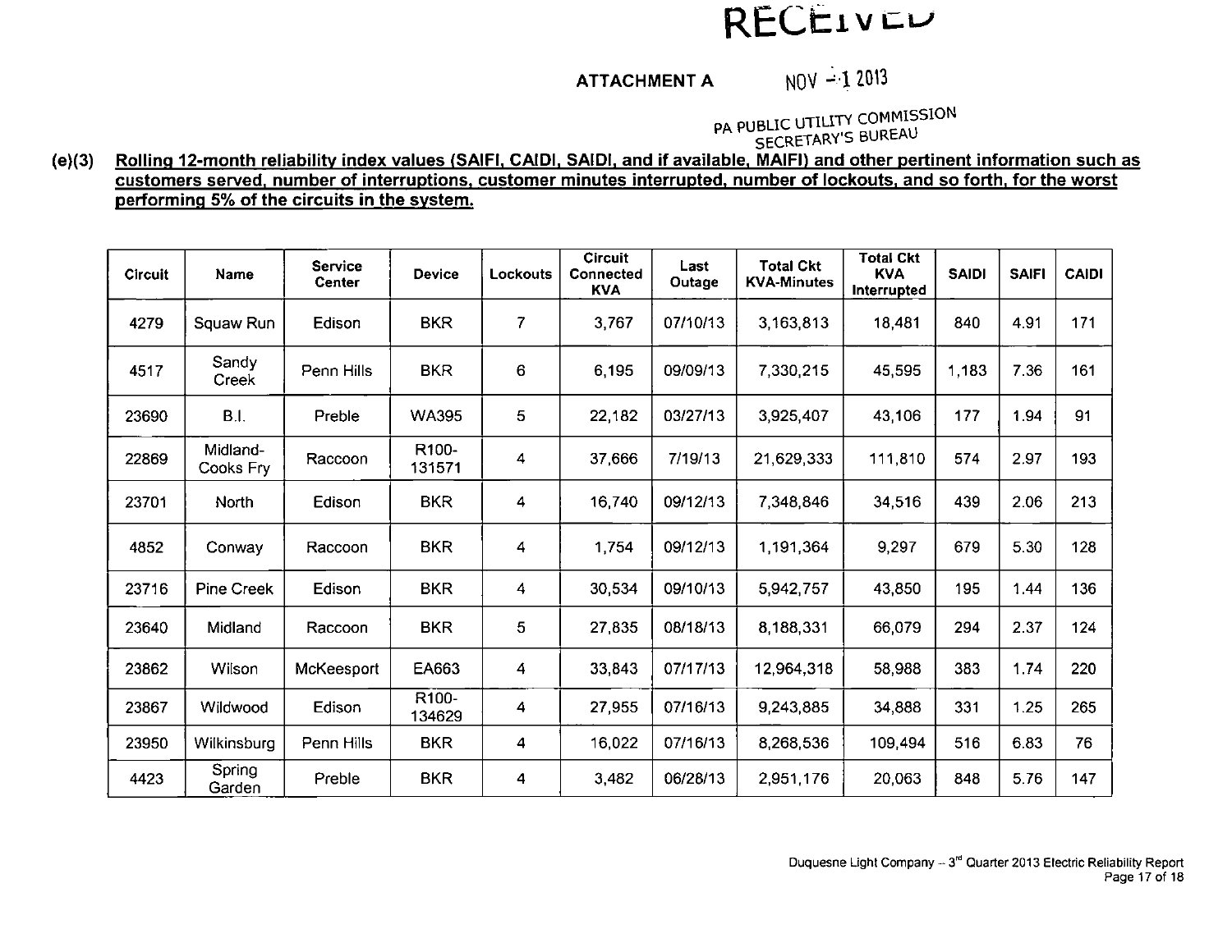RECEIVED

## ATTACHMENT A

NOV - 1 2013

PA PUBLIC UTILITY COMMISSION
SECRETARY'S BUREAU

**(e)(3) Rolling 12-month reliability index values (SAIFI, CAIDI, SAIDI, and if available, MAIFI) and other pertinent information such as customers served, number of interruptions, customer minutes interrupted, number of lockouts, and so forth, for the worst performing 5% of the circuits in the system.**

| Circuit | Name | Service Center | Device | Lockouts | Circuit Connected KVA | Last Outage | Total Ckt KVA-Minutes | Total Ckt KVA Interrupted | SAIDI | SAIFI | CAIDI |
|---|---|---|---|---|---|---|---|---|---|---|---|
| 4279 | Squaw Run | Edison | BKR | 7 | 3,767 | 07/10/13 | 3,163,813 | 18,481 | 840 | 4.91 | 171 |
| 4517 | Sandy Creek | Penn Hills | BKR | 6 | 6,195 | 09/09/13 | 7,330,215 | 45,595 | 1,183 | 7.36 | 161 |
| 23690 | B.I. | Preble | WA395 | 5 | 22,182 | 03/27/13 | 3,925,407 | 43,106 | 177 | 1.94 | 91 |
| 22869 | Midland-Cooks Fry | Raccoon | R100-131571 | 4 | 37,666 | 7/19/13 | 21,629,333 | 111,810 | 574 | 2.97 | 193 |
| 23701 | North | Edison | BKR | 4 | 16,740 | 09/12/13 | 7,348,846 | 34,516 | 439 | 2.06 | 213 |
| 4852 | Conway | Raccoon | BKR | 4 | 1,754 | 09/12/13 | 1,191,364 | 9,297 | 679 | 5.30 | 128 |
| 23716 | Pine Creek | Edison | BKR | 4 | 30,534 | 09/10/13 | 5,942,757 | 43,850 | 195 | 1.44 | 136 |
| 23640 | Midland | Raccoon | BKR | 5 | 27,835 | 08/18/13 | 8,188,331 | 66,079 | 294 | 2.37 | 124 |
| 23862 | Wilson | McKeesport | EA663 | 4 | 33,843 | 07/17/13 | 12,964,318 | 58,988 | 383 | 1.74 | 220 |
| 23867 | Wildwood | Edison | R100-134629 | 4 | 27,955 | 07/16/13 | 9,243,885 | 34,888 | 331 | 1.25 | 265 |
| 23950 | Wilkinsburg | Penn Hills | BKR | 4 | 16,022 | 07/16/13 | 8,268,536 | 109,494 | 516 | 6.83 | 76 |
| 4423 | Spring Garden | Preble | BKR | 4 | 3,482 | 06/28/13 | 2,951,176 | 20,063 | 848 | 5.76 | 147 |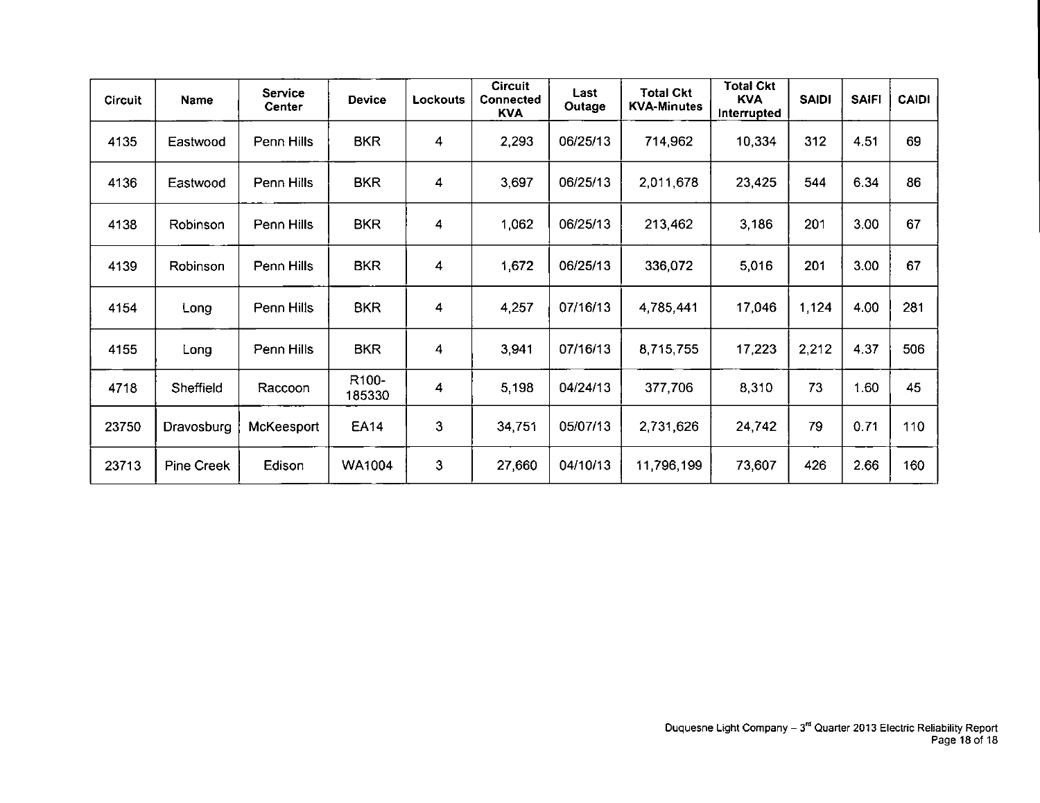| Circuit | Name | Service Center | Device | Lockouts | Circuit Connected KVA | Last Outage | Total Ckt KVA-Minutes | Total Ckt KVA Interrupted | SAIDI | SAIFI | CAIDI |
|---|---|---|---|---|---|---|---|---|---|---|---|
| 4135 | Eastwood | Penn Hills | BKR | 4 | 2,293 | 06/25/13 | 714,962 | 10,334 | 312 | 4.51 | 69 |
| 4136 | Eastwood | Penn Hills | BKR | 4 | 3,697 | 06/25/13 | 2,011,678 | 23,425 | 544 | 6.34 | 86 |
| 4138 | Robinson | Penn Hills | BKR | 4 | 1,062 | 06/25/13 | 213,462 | 3,186 | 201 | 3.00 | 67 |
| 4139 | Robinson | Penn Hills | BKR | 4 | 1,672 | 06/25/13 | 336,072 | 5,016 | 201 | 3.00 | 67 |
| 4154 | Long | Penn Hills | BKR | 4 | 4,257 | 07/16/13 | 4,785,441 | 17,046 | 1,124 | 4.00 | 281 |
| 4155 | Long | Penn Hills | BKR | 4 | 3,941 | 07/16/13 | 8,715,755 | 17,223 | 2,212 | 4.37 | 506 |
| 4718 | Sheffield | Raccoon | R100-185330 | 4 | 5,198 | 04/24/13 | 377,706 | 8,310 | 73 | 1.60 | 45 |
| 23750 | Dravosburg | McKeesport | EA14 | 3 | 34,751 | 05/07/13 | 2,731,626 | 24,742 | 79 | 0.71 | 110 |
| 23713 | Pine Creek | Edison | WA1004 | 3 | 27,660 | 04/10/13 | 11,796,199 | 73,607 | 426 | 2.66 | 160 |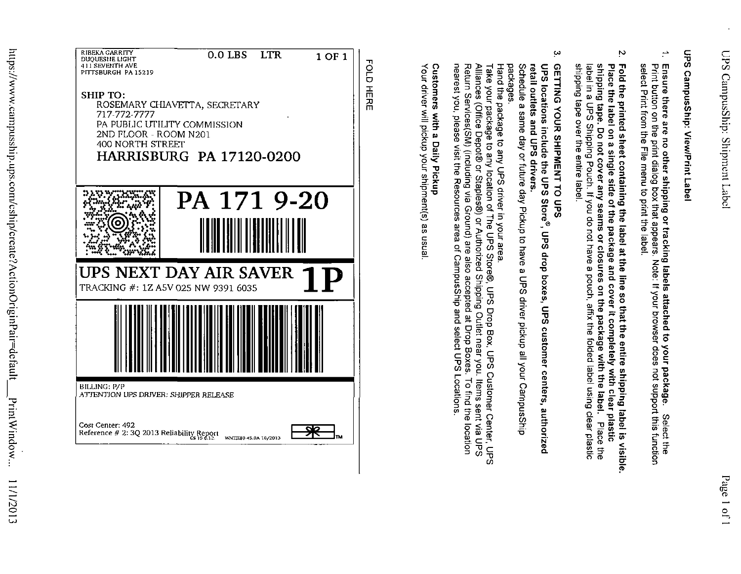## UPS CampusShip: View/Print Label

1. **Ensure there are no other shipping or tracking labels attached to your package.** Select the Print button on the print dialog box that appears. Note: If your browser does not support this function select Print from the File menu to print the label.

2. **Fold the printed sheet containing the label at the line so that the entire shipping label is visible. Place the label on a single side of the package and cover it completely with clear plastic shipping tape. Do not cover any seams or closures on the package with the label.** Place the label in a UPS Shipping Pouch. If you do not have a pouch, affix the folded label using clear plastic shipping tape over the entire label.

3. **GETTING YOUR SHIPMENT TO UPS**
   **UPS locations include the UPS Store®, UPS drop boxes, UPS customer centers, authorized retail outlets and UPS drivers.**
   Schedule a same day or future day Pickup to have a UPS driver pickup all your CampusShip packages.
   Hand the package to any UPS driver in your area.
   Take your package to any location of The UPS Store®, UPS Drop Box, UPS Customer Center, UPS Alliances (Office Depot® or Staples®) or Authorized Shipping Outlet near you. Items sent via UPS Return Services(SM) (including via Ground) are also accepted at Drop Boxes. To find the location nearest you, please visit the Resources area of CampusShip and select UPS Locations.

   **Customers with a Daily Pickup**
   Your driver will pickup your shipment(s) as usual.

FOLD HERE

RIBEKA GARRITY
DUQUESNE LIGHT
411 SEVENTH AVE
PITTSBURGH PA 15219

0.0 LBS LTR 1 OF 1

**SHIP TO:**
ROSEMARY CHIAVETTA, SECRETARY
717-772-7777
PA PUBLIC UTILITY COMMISSION
2ND FLOOR - ROOM N201
400 NORTH STREET
**HARRISBURG PA 17120-0200**

**PA 171 9-20**

**UPS NEXT DAY AIR SAVER 1P**
TRACKING #: 1Z A5V 025 NW 9391 6035

BILLING: P/P
ATTENTION UPS DRIVER: SHIPPER RELEASE

Cost Center: 492
Reference # 2: 3Q 2013 Reliability Report
CS 15 6.12. WNTIE80 45.0A 10/2013